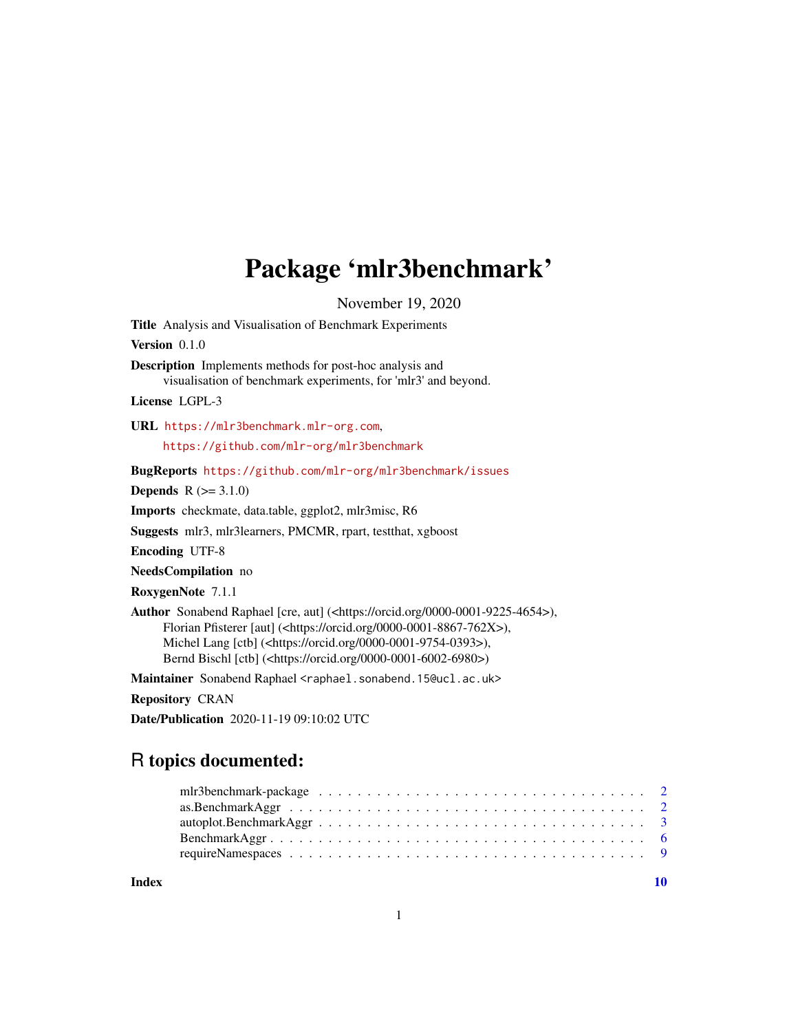# Package 'mlr3benchmark'

November 19, 2020

**Title** Analysis and Visualisation of Benchmark Experiments

**Version** 0.1.0

**Description** Implements methods for post-hoc analysis and visualisation of benchmark experiments, for 'mlr3' and beyond.

**License** LGPL-3

**URL** https://mlr3benchmark.mlr-org.com, https://github.com/mlr-org/mlr3benchmark

**BugReports** https://github.com/mlr-org/mlr3benchmark/issues

**Depends** R (>= 3.1.0)

**Imports** checkmate, data.table, ggplot2, mlr3misc, R6

**Suggests** mlr3, mlr3learners, PMCMR, rpart, testthat, xgboost

**Encoding** UTF-8

**NeedsCompilation** no

**RoxygenNote** 7.1.1

**Author** Sonabend Raphael [cre, aut] (<https://orcid.org/0000-0001-9225-4654>), Florian Pfisterer [aut] (<https://orcid.org/0000-0001-8867-762X>), Michel Lang [ctb] (<https://orcid.org/0000-0001-9754-0393>), Bernd Bischl [ctb] (<https://orcid.org/0000-0001-6002-6980>)

**Maintainer** Sonabend Raphael <raphael.sonabend.15@ucl.ac.uk>

**Repository** CRAN

**Date/Publication** 2020-11-19 09:10:02 UTC

## R topics documented:

| | |
|---|---|
| mlr3benchmark-package | 2 |
| as.BenchmarkAggr | 2 |
| autoplot.BenchmarkAggr | 3 |
| BenchmarkAggr | 6 |
| requireNamespaces | 9 |
| **Index** | **10** |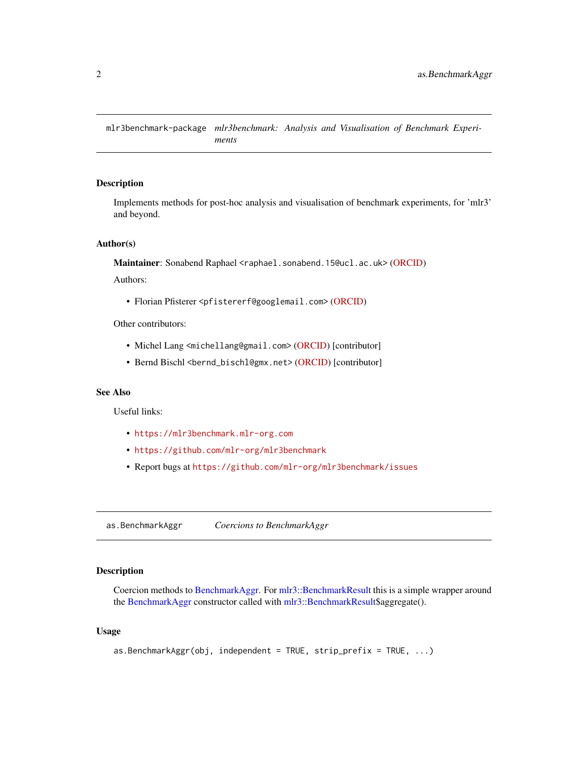## mlr3benchmark-package *mlr3benchmark: Analysis and Visualisation of Benchmark Experiments*

### Description

Implements methods for post-hoc analysis and visualisation of benchmark experiments, for 'mlr3' and beyond.

### Author(s)

**Maintainer**: Sonabend Raphael <raphael.sonabend.15@ucl.ac.uk> (ORCID)

Authors:

- Florian Pfisterer <pfistererf@googlemail.com> (ORCID)

Other contributors:

- Michel Lang <michellang@gmail.com> (ORCID) [contributor]
- Bernd Bischl <bernd_bischl@gmx.net> (ORCID) [contributor]

### See Also

Useful links:

- https://mlr3benchmark.mlr-org.com
- https://github.com/mlr-org/mlr3benchmark
- Report bugs at https://github.com/mlr-org/mlr3benchmark/issues

## as.BenchmarkAggr *Coercions to BenchmarkAggr*

### Description

Coercion methods to BenchmarkAggr. For mlr3::BenchmarkResult this is a simple wrapper around the BenchmarkAggr constructor called with mlr3::BenchmarkResult$aggregate().

### Usage

```
as.BenchmarkAggr(obj, independent = TRUE, strip_prefix = TRUE, ...)
```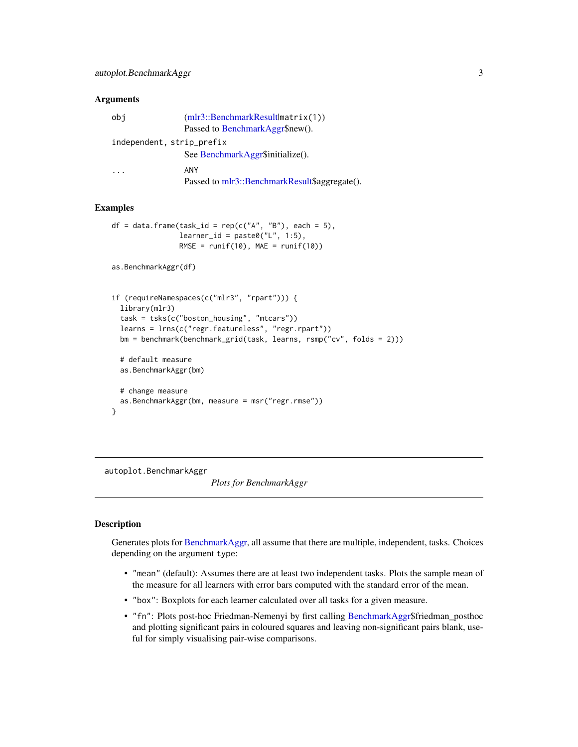## Arguments

| | |
|---|---|
| obj | (mlr3::BenchmarkResult\|matrix(1))<br>Passed to BenchmarkAggr$new(). |
| independent, strip_prefix | See BenchmarkAggr$initialize(). |
| ... | ANY<br>Passed to mlr3::BenchmarkResult$aggregate(). |

## Examples

```
df = data.frame(task_id = rep(c("A", "B"), each = 5),
                learner_id = paste0("L", 1:5),
                RMSE = runif(10), MAE = runif(10))

as.BenchmarkAggr(df)


if (requireNamespaces(c("mlr3", "rpart"))) {
  library(mlr3)
  task = tsks(c("boston_housing", "mtcars"))
  learns = lrns(c("regr.featureless", "regr.rpart"))
  bm = benchmark(benchmark_grid(task, learns, rsmp("cv", folds = 2)))

  # default measure
  as.BenchmarkAggr(bm)

  # change measure
  as.BenchmarkAggr(bm, measure = msr("regr.rmse"))
}
```

---

autoplot.BenchmarkAggr        *Plots for BenchmarkAggr*

---

## Description

Generates plots for BenchmarkAggr, all assume that there are multiple, independent, tasks. Choices depending on the argument type:

- "mean" (default): Assumes there are at least two independent tasks. Plots the sample mean of the measure for all learners with error bars computed with the standard error of the mean.
- "box": Boxplots for each learner calculated over all tasks for a given measure.
- "fn": Plots post-hoc Friedman-Nemenyi by first calling BenchmarkAggr$friedman_posthoc and plotting significant pairs in coloured squares and leaving non-significant pairs blank, useful for simply visualising pair-wise comparisons.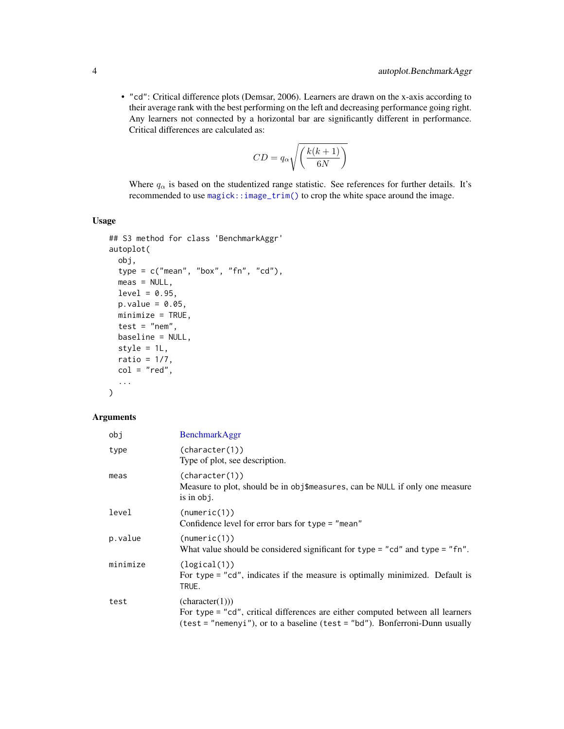- `"cd"`: Critical difference plots (Demsar, 2006). Learners are drawn on the x-axis according to their average rank with the best performing on the left and decreasing performance going right. Any learners not connected by a horizontal bar are significantly different in performance. Critical differences are calculated as:

$$CD = q_{\alpha}\sqrt{\left(\frac{k(k+1)}{6N}\right)}$$

Where $q_{\alpha}$ is based on the studentized range statistic. See references for further details. It's recommended to use `magick::image_trim()` to crop the white space around the image.

## Usage

```
## S3 method for class 'BenchmarkAggr'
autoplot(
  obj,
  type = c("mean", "box", "fn", "cd"),
  meas = NULL,
  level = 0.95,
  p.value = 0.05,
  minimize = TRUE,
  test = "nem",
  baseline = NULL,
  style = 1L,
  ratio = 1/7,
  col = "red",
  ...
)
```

## Arguments

| | |
|---|---|
| `obj` | BenchmarkAggr |
| `type` | `(character(1))` Type of plot, see description. |
| `meas` | `(character(1))` Measure to plot, should be in `obj$measures`, can be `NULL` if only one measure is in `obj`. |
| `level` | `(numeric(1))` Confidence level for error bars for `type = "mean"` |
| `p.value` | `(numeric(1))` What value should be considered significant for `type = "cd"` and `type = "fn"`. |
| `minimize` | `(logical(1))` For `type = "cd"`, indicates if the measure is optimally minimized. Default is `TRUE`. |
| `test` | (character(1))) For `type = "cd"`, critical differences are either computed between all learners (`test = "nemenyi"`), or to a baseline (`test = "bd"`). Bonferroni-Dunn usually |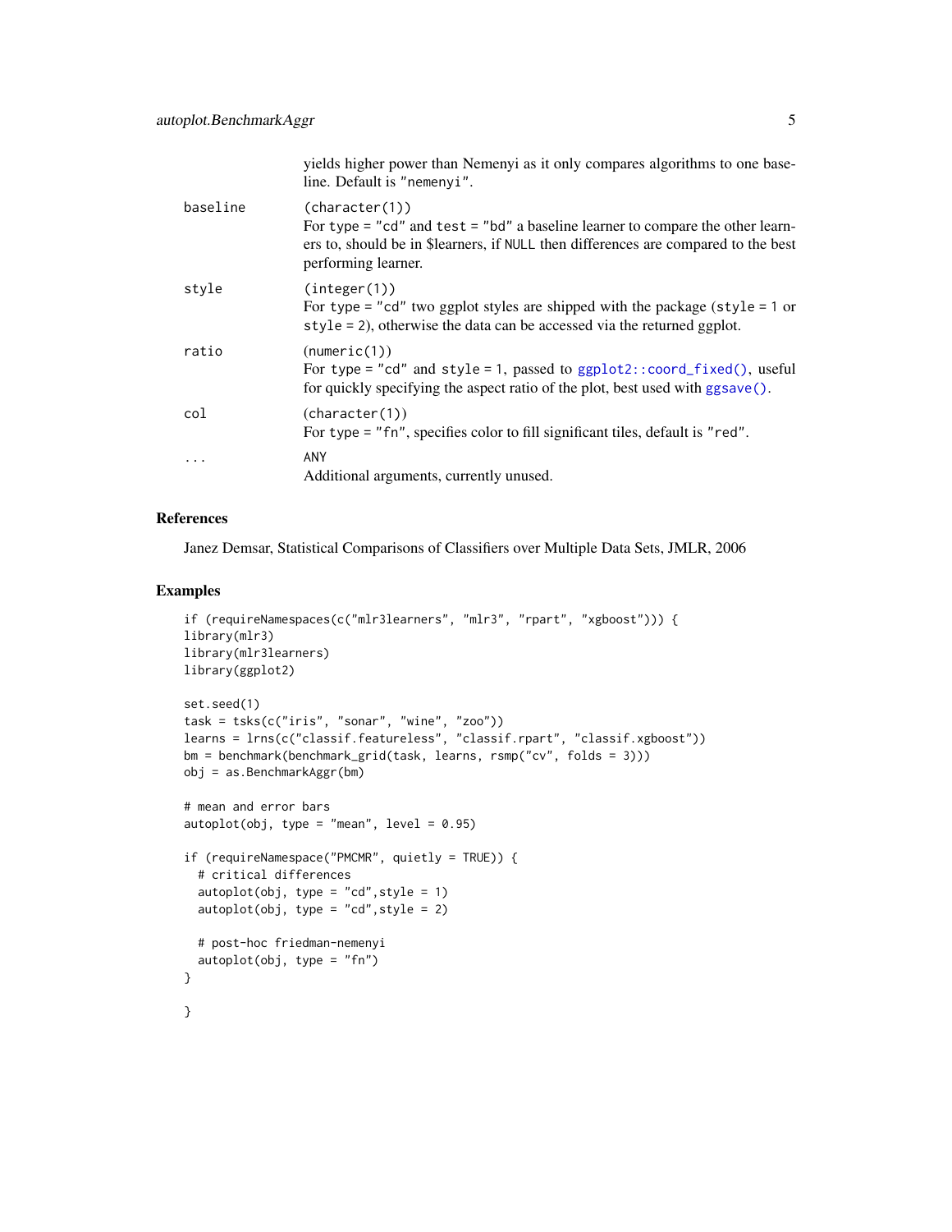yields higher power than Nemenyi as it only compares algorithms to one baseline. Default is "nemenyi".

| | |
|---|---|
| baseline | (character(1))<br>For type = "cd" and test = "bd" a baseline learner to compare the other learners to, should be in $learners, if NULL then differences are compared to the best performing learner. |
| style | (integer(1))<br>For type = "cd" two ggplot styles are shipped with the package (style = 1 or style = 2), otherwise the data can be accessed via the returned ggplot. |
| ratio | (numeric(1))<br>For type = "cd" and style = 1, passed to ggplot2::coord_fixed(), useful for quickly specifying the aspect ratio of the plot, best used with ggsave(). |
| col | (character(1))<br>For type = "fn", specifies color to fill significant tiles, default is "red". |
| ... | ANY<br>Additional arguments, currently unused. |

## References

Janez Demsar, Statistical Comparisons of Classifiers over Multiple Data Sets, JMLR, 2006

## Examples

```
if (requireNamespaces(c("mlr3learners", "mlr3", "rpart", "xgboost"))) {
library(mlr3)
library(mlr3learners)
library(ggplot2)

set.seed(1)
task = tsks(c("iris", "sonar", "wine", "zoo"))
learns = lrns(c("classif.featureless", "classif.rpart", "classif.xgboost"))
bm = benchmark(benchmark_grid(task, learns, rsmp("cv", folds = 3)))
obj = as.BenchmarkAggr(bm)

# mean and error bars
autoplot(obj, type = "mean", level = 0.95)

if (requireNamespace("PMCMR", quietly = TRUE)) {
  # critical differences
  autoplot(obj, type = "cd",style = 1)
  autoplot(obj, type = "cd",style = 2)

  # post-hoc friedman-nemenyi
  autoplot(obj, type = "fn")
}

}
```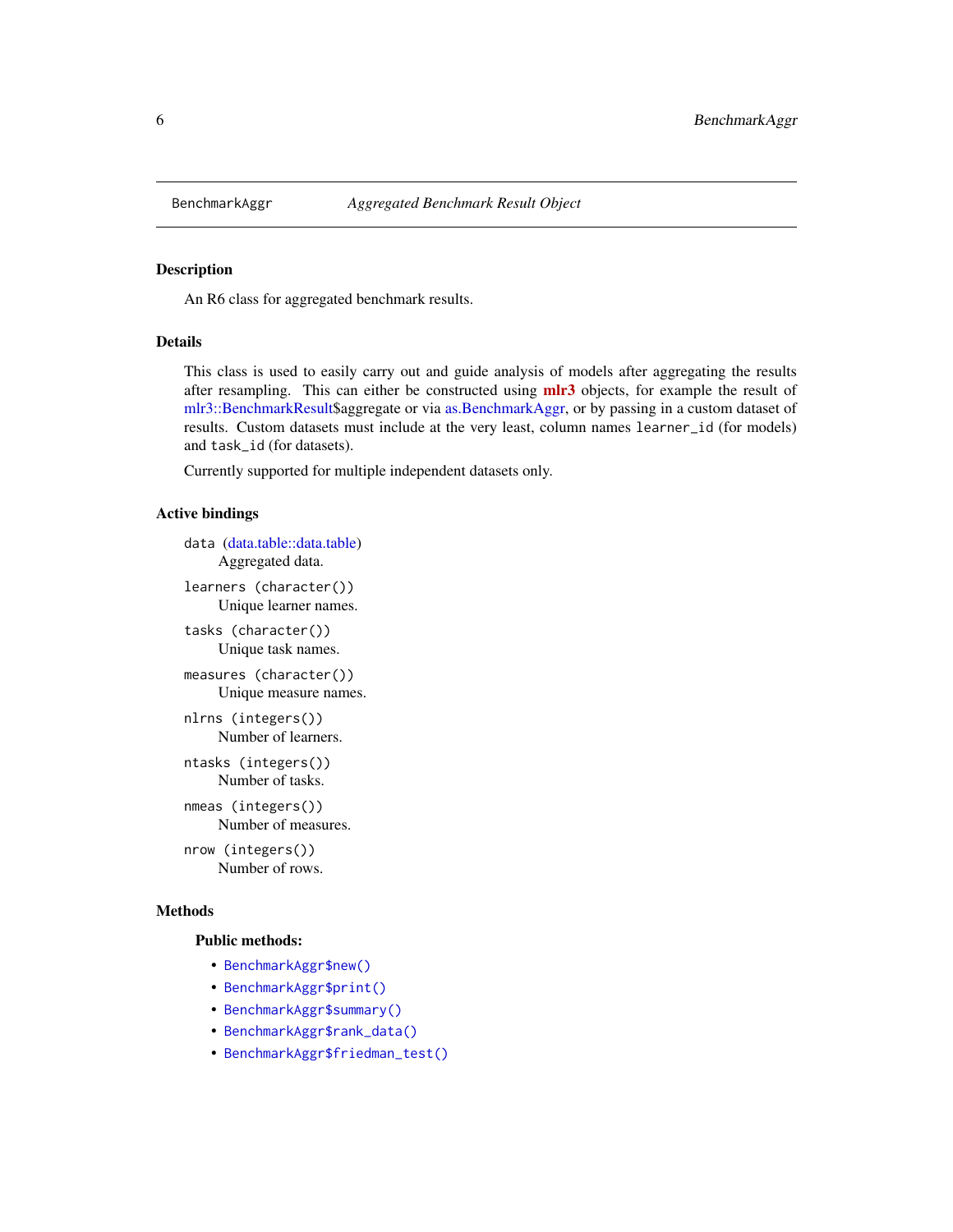BenchmarkAggr    *Aggregated Benchmark Result Object*

## Description

An R6 class for aggregated benchmark results.

## Details

This class is used to easily carry out and guide analysis of models after aggregating the results after resampling. This can either be constructed using **mlr3** objects, for example the result of mlr3::BenchmarkResult$aggregate or via as.BenchmarkAggr, or by passing in a custom dataset of results. Custom datasets must include at the very least, column names `learner_id` (for models) and `task_id` (for datasets).

Currently supported for multiple independent datasets only.

## Active bindings

`data` (data.table::data.table)
    Aggregated data.

`learners` (`character()`)
    Unique learner names.

`tasks` (`character()`)
    Unique task names.

`measures` (`character()`)
    Unique measure names.

`nlrns` (`integers()`)
    Number of learners.

`ntasks` (`integers()`)
    Number of tasks.

`nmeas` (`integers()`)
    Number of measures.

`nrow` (`integers()`)
    Number of rows.

## Methods

### Public methods:

- `BenchmarkAggr$new()`
- `BenchmarkAggr$print()`
- `BenchmarkAggr$summary()`
- `BenchmarkAggr$rank_data()`
- `BenchmarkAggr$friedman_test()`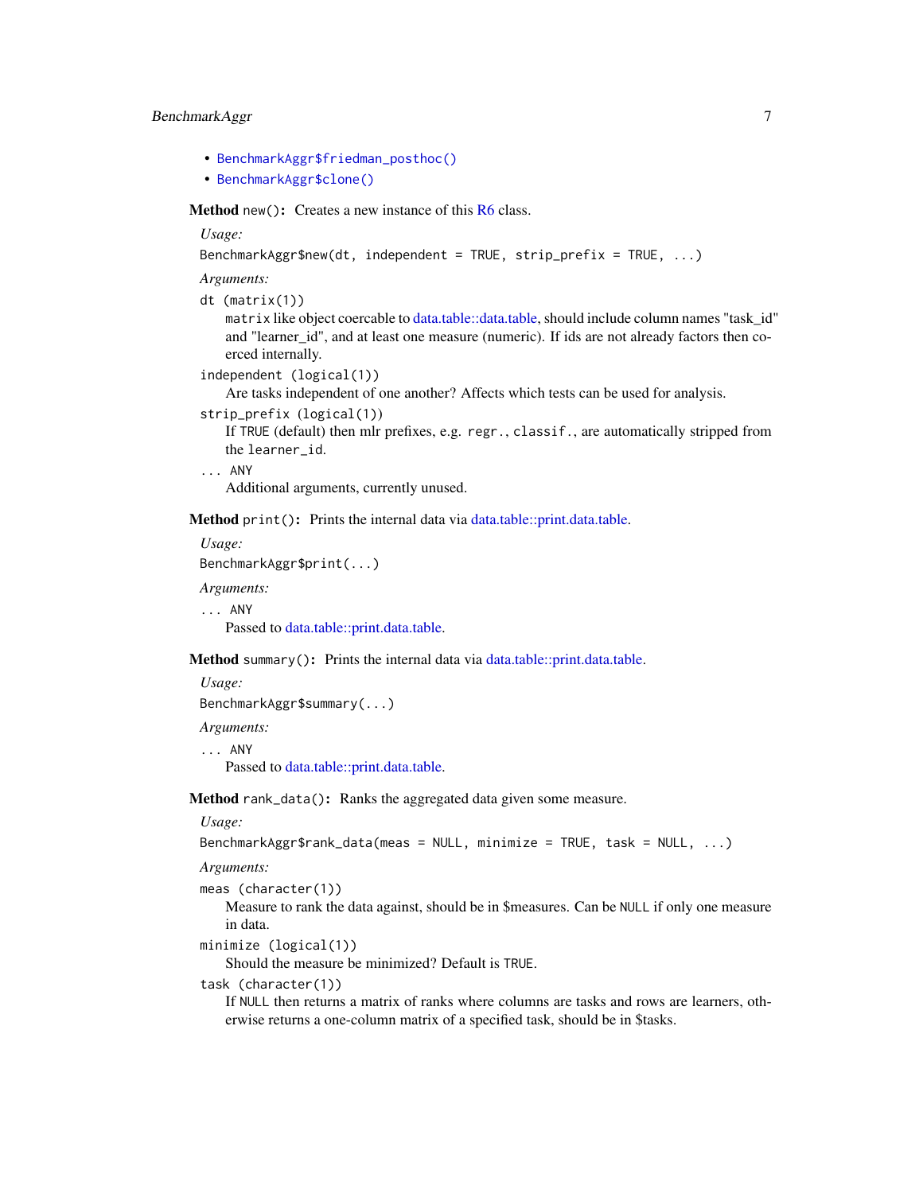- BenchmarkAggr$friedman_posthoc()
- BenchmarkAggr$clone()

**Method** `new()`**:** Creates a new instance of this R6 class.

*Usage:*

```
BenchmarkAggr$new(dt, independent = TRUE, strip_prefix = TRUE, ...)
```

*Arguments:*

`dt (matrix(1))`
: `matrix` like object coercable to data.table::data.table, should include column names "task_id" and "learner_id", and at least one measure (numeric). If ids are not already factors then coerced internally.

`independent (logical(1))`
: Are tasks independent of one another? Affects which tests can be used for analysis.

`strip_prefix (logical(1))`
: If `TRUE` (default) then mlr prefixes, e.g. `regr.`, `classif.`, are automatically stripped from the `learner_id`.

`... ANY`
: Additional arguments, currently unused.

**Method** `print()`**:** Prints the internal data via data.table::print.data.table.

*Usage:*

```
BenchmarkAggr$print(...)
```

*Arguments:*

`... ANY`
: Passed to data.table::print.data.table.

**Method** `summary()`**:** Prints the internal data via data.table::print.data.table.

*Usage:*

```
BenchmarkAggr$summary(...)
```

*Arguments:*

`... ANY`
: Passed to data.table::print.data.table.

**Method** `rank_data()`**:** Ranks the aggregated data given some measure.

*Usage:*

```
BenchmarkAggr$rank_data(meas = NULL, minimize = TRUE, task = NULL, ...)
```

*Arguments:*

`meas (character(1))`
: Measure to rank the data against, should be in $measures. Can be `NULL` if only one measure in data.

`minimize (logical(1))`
: Should the measure be minimized? Default is `TRUE`.

`task (character(1))`
: If `NULL` then returns a matrix of ranks where columns are tasks and rows are learners, otherwise returns a one-column matrix of a specified task, should be in $tasks.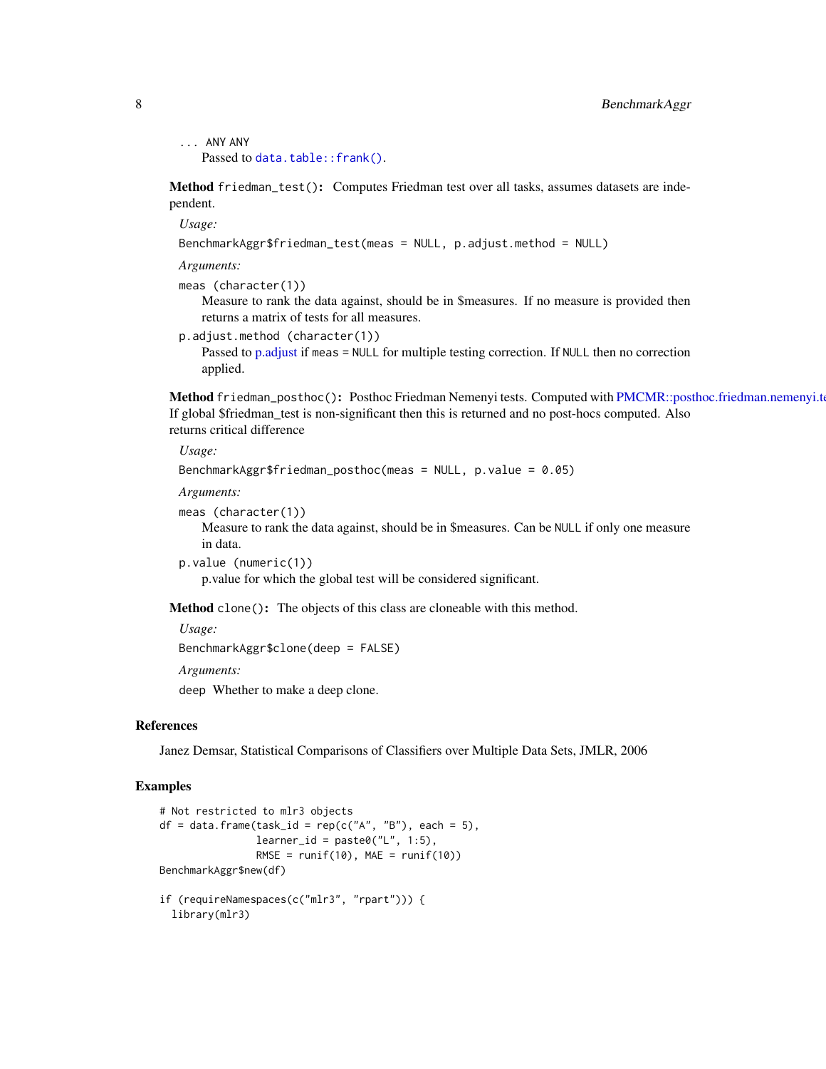... ANY ANY
  Passed to `data.table::frank()`.

**Method** `friedman_test()`**:** Computes Friedman test over all tasks, assumes datasets are independent.

*Usage:*

```
BenchmarkAggr$friedman_test(meas = NULL, p.adjust.method = NULL)
```

*Arguments:*

`meas (character(1))`
  Measure to rank the data against, should be in $measures. If no measure is provided then returns a matrix of tests for all measures.

`p.adjust.method (character(1))`
  Passed to p.adjust if `meas = NULL` for multiple testing correction. If `NULL` then no correction applied.

**Method** `friedman_posthoc()`**:** Posthoc Friedman Nemenyi tests. Computed with PMCMR::posthoc.friedman.nemenyi.test. If global $friedman_test is non-significant then this is returned and no post-hocs computed. Also returns critical difference

*Usage:*

```
BenchmarkAggr$friedman_posthoc(meas = NULL, p.value = 0.05)
```

*Arguments:*

`meas (character(1))`
  Measure to rank the data against, should be in $measures. Can be `NULL` if only one measure in data.

`p.value (numeric(1))`
  p.value for which the global test will be considered significant.

**Method** `clone()`**:** The objects of this class are cloneable with this method.

*Usage:*

```
BenchmarkAggr$clone(deep = FALSE)
```

*Arguments:*

`deep` Whether to make a deep clone.

## References

Janez Demsar, Statistical Comparisons of Classifiers over Multiple Data Sets, JMLR, 2006

## Examples

```
# Not restricted to mlr3 objects
df = data.frame(task_id = rep(c("A", "B"), each = 5),
                learner_id = paste0("L", 1:5),
                RMSE = runif(10), MAE = runif(10))
BenchmarkAggr$new(df)

if (requireNamespaces(c("mlr3", "rpart"))) {
  library(mlr3)
```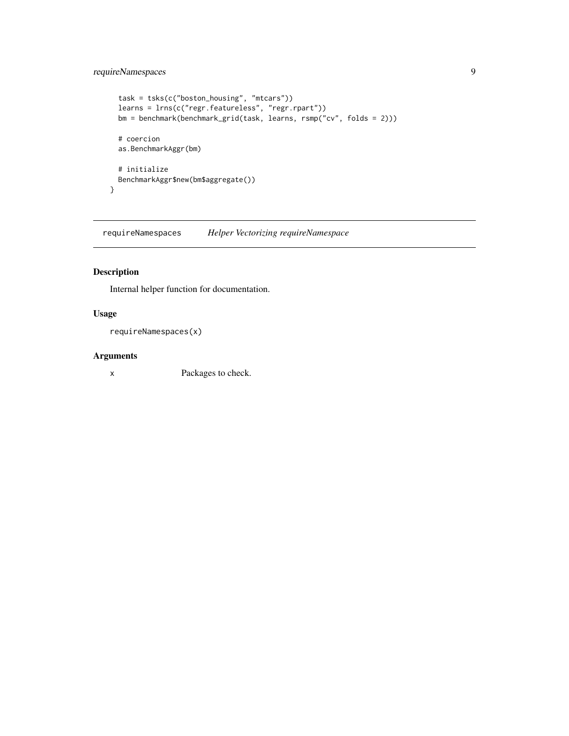```
  task = tsks(c("boston_housing", "mtcars"))
  learns = lrns(c("regr.featureless", "regr.rpart"))
  bm = benchmark(benchmark_grid(task, learns, rsmp("cv", folds = 2)))

  # coercion
  as.BenchmarkAggr(bm)

  # initialize
  BenchmarkAggr$new(bm$aggregate())
}
```

## requireNamespaces — *Helper Vectorizing requireNamespace*

### Description

Internal helper function for documentation.

### Usage

```
requireNamespaces(x)
```

### Arguments

| | |
|---|---|
| x | Packages to check. |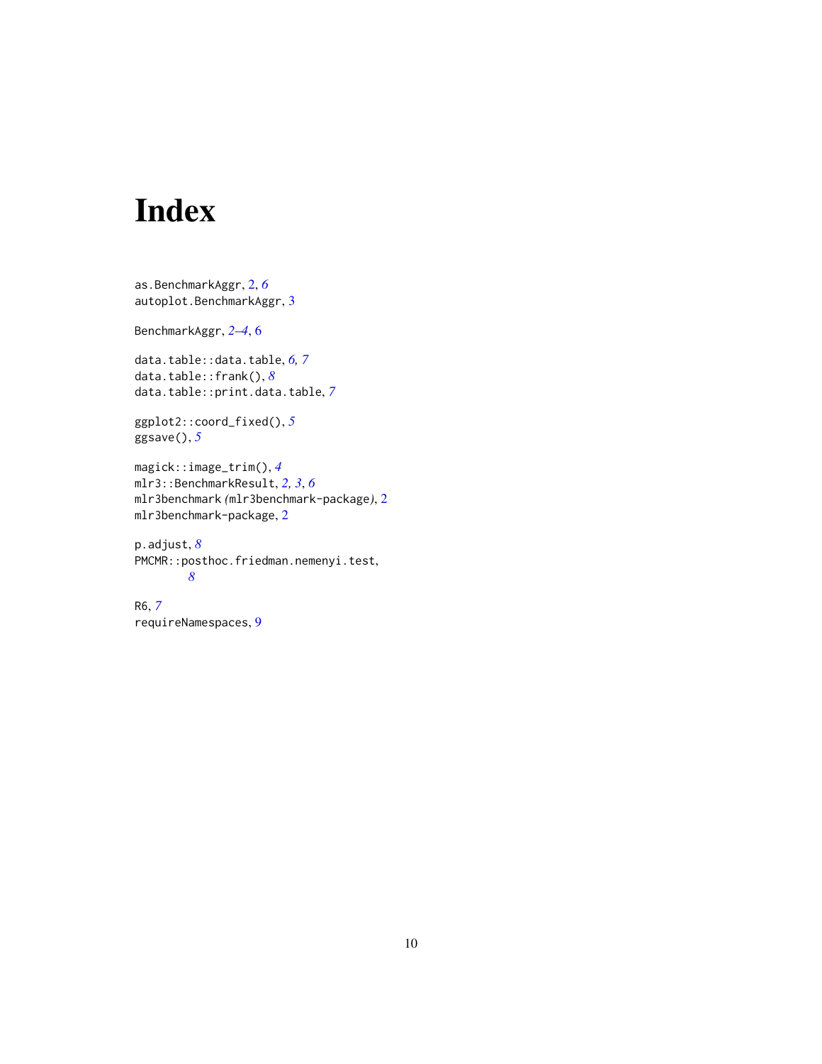# Index

as.BenchmarkAggr, 2, *6*
autoplot.BenchmarkAggr, 3

BenchmarkAggr, *2–4*, 6

data.table::data.table, *6, 7*
data.table::frank(), *8*
data.table::print.data.table, *7*

ggplot2::coord_fixed(), *5*
ggsave(), *5*

magick::image_trim(), *4*
mlr3::BenchmarkResult, *2, 3*, *6*
mlr3benchmark *(*mlr3benchmark-package*)*, 2
mlr3benchmark-package, 2

p.adjust, *8*
PMCMR::posthoc.friedman.nemenyi.test, *8*

R6, *7*
requireNamespaces, 9